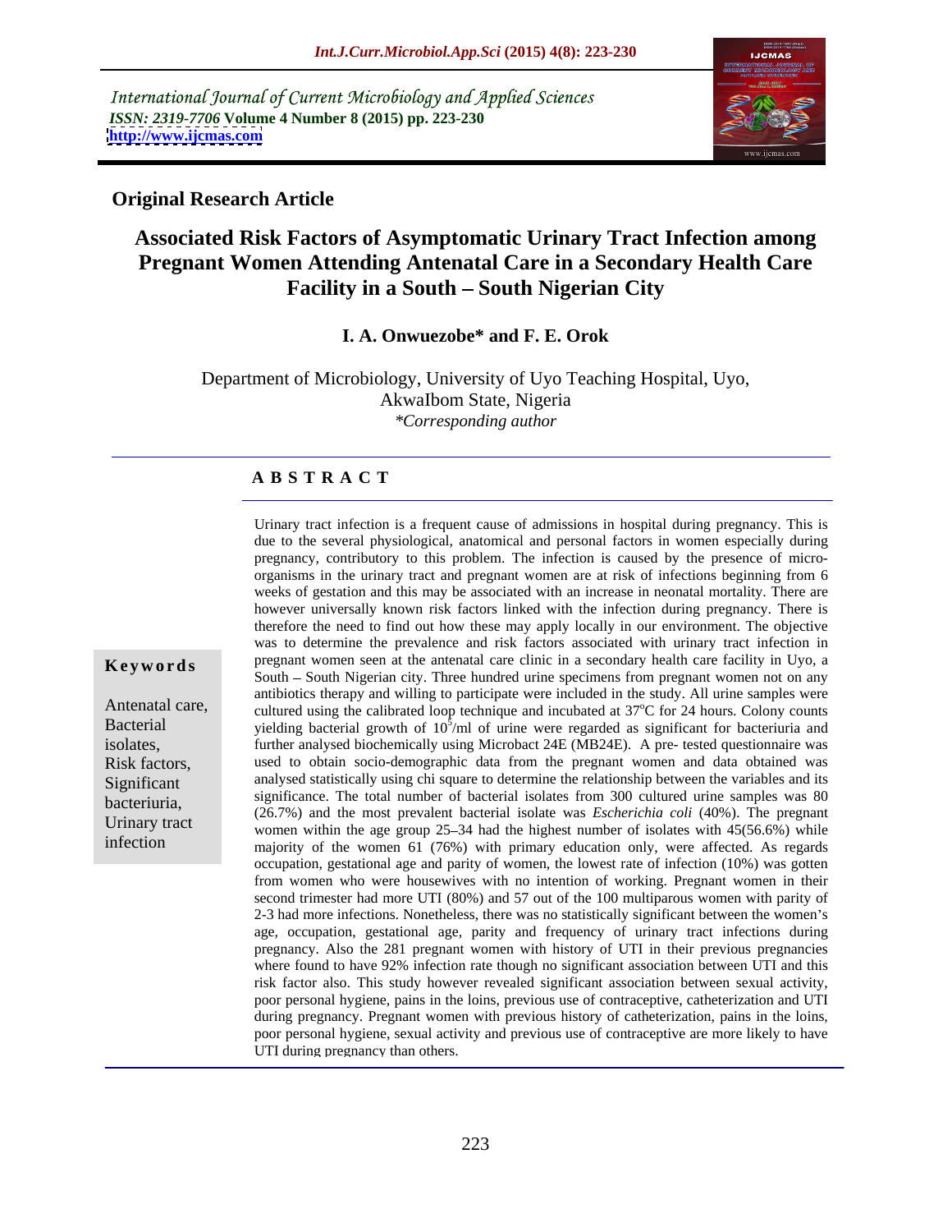International Journal of Current Microbiology and Applied Sciences
*ISSN: 2319-7706* **Volume 4 Number 8 (2015) pp. 223-230**
**http://www.ijcmas.com**

**Original Research Article**

# Associated Risk Factors of Asymptomatic Urinary Tract Infection among Pregnant Women Attending Antenatal Care in a Secondary Health Care Facility in a South – South Nigerian City

**I. A. Onwuezobe\* and F. E. Orok**

Department of Microbiology, University of Uyo Teaching Hospital, Uyo, AkwaIbom State, Nigeria
*\*Corresponding author*

## ABSTRACT

**Keywords**

Antenatal care, Bacterial isolates, Risk factors, Significant bacteriuria, Urinary tract infection

Urinary tract infection is a frequent cause of admissions in hospital during pregnancy. This is due to the several physiological, anatomical and personal factors in women especially during pregnancy, contributory to this problem. The infection is caused by the presence of micro-organisms in the urinary tract and pregnant women are at risk of infections beginning from 6 weeks of gestation and this may be associated with an increase in neonatal mortality. There are however universally known risk factors linked with the infection during pregnancy. There is therefore the need to find out how these may apply locally in our environment. The objective was to determine the prevalence and risk factors associated with urinary tract infection in pregnant women seen at the antenatal care clinic in a secondary health care facility in Uyo, a South – South Nigerian city. Three hundred urine specimens from pregnant women not on any antibiotics therapy and willing to participate were included in the study. All urine samples were cultured using the calibrated loop technique and incubated at 37°C for 24 hours. Colony counts yielding bacterial growth of $10^5$/ml of urine were regarded as significant for bacteriuria and further analysed biochemically using Microbact 24E (MB24E). A pre- tested questionnaire was used to obtain socio-demographic data from the pregnant women and data obtained was analysed statistically using chi square to determine the relationship between the variables and its significance. The total number of bacterial isolates from 300 cultured urine samples was 80 (26.7%) and the most prevalent bacterial isolate was *Escherichia coli* (40%). The pregnant women within the age group 25–34 had the highest number of isolates with 45(56.6%) while majority of the women 61 (76%) with primary education only, were affected. As regards occupation, gestational age and parity of women, the lowest rate of infection (10%) was gotten from women who were housewives with no intention of working. Pregnant women in their second trimester had more UTI (80%) and 57 out of the 100 multiparous women with parity of 2-3 had more infections. Nonetheless, there was no statistically significant between the women's age, occupation, gestational age, parity and frequency of urinary tract infections during pregnancy. Also the 281 pregnant women with history of UTI in their previous pregnancies where found to have 92% infection rate though no significant association between UTI and this risk factor also. This study however revealed significant association between sexual activity, poor personal hygiene, pains in the loins, previous use of contraceptive, catheterization and UTI during pregnancy. Pregnant women with previous history of catheterization, pains in the loins, poor personal hygiene, sexual activity and previous use of contraceptive are more likely to have UTI during pregnancy than others.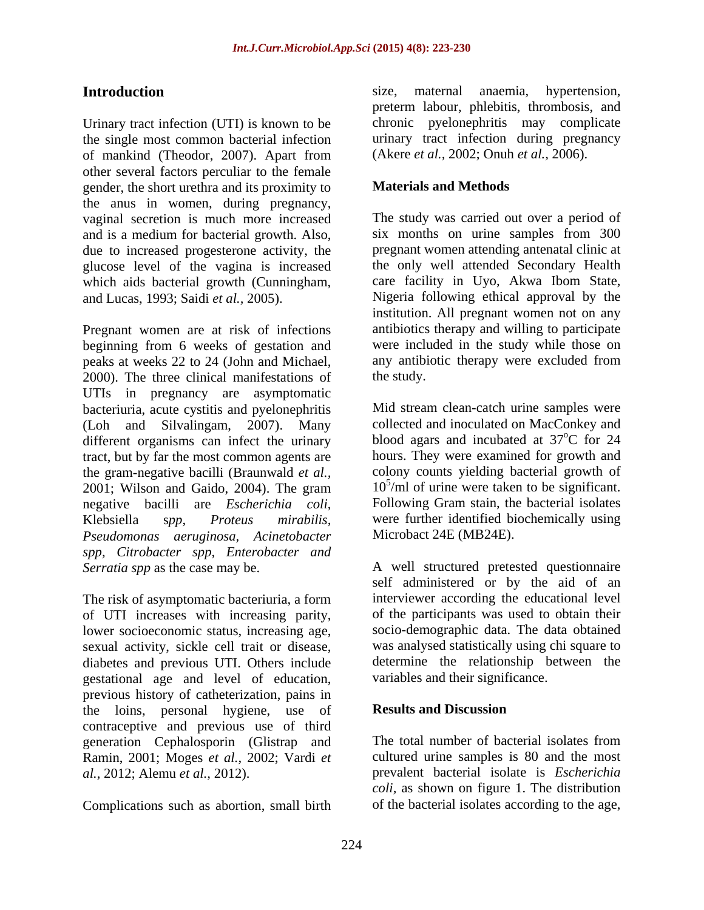## Introduction

Urinary tract infection (UTI) is known to be the single most common bacterial infection of mankind (Theodor, 2007). Apart from other several factors perculiar to the female gender, the short urethra and its proximity to the anus in women, during pregnancy, vaginal secretion is much more increased and is a medium for bacterial growth. Also, due to increased progesterone activity, the glucose level of the vagina is increased which aids bacterial growth (Cunningham, and Lucas, 1993; Saidi *et al.,* 2005).

Pregnant women are at risk of infections beginning from 6 weeks of gestation and peaks at weeks 22 to 24 (John and Michael, 2000). The three clinical manifestations of UTIs in pregnancy are asymptomatic bacteriuria, acute cystitis and pyelonephritis (Loh and Silvalingam, 2007). Many different organisms can infect the urinary tract, but by far the most common agents are the gram-negative bacilli (Braunwald *et al.,* 2001; Wilson and Gaido, 2004). The gram negative bacilli are *Escherichia coli*, Klebsiella s*pp, Proteus mirabilis, Pseudomonas aeruginosa, Acinetobacter spp, Citrobacter spp, Enterobacter and Serratia spp* as the case may be.

The risk of asymptomatic bacteriuria, a form of UTI increases with increasing parity, lower socioeconomic status, increasing age, sexual activity, sickle cell trait or disease, diabetes and previous UTI. Others include gestational age and level of education, previous history of catheterization, pains in the loins, personal hygiene, use of contraceptive and previous use of third generation Cephalosporin (Glistrap and Ramin, 2001; Moges *et al.,* 2002; Vardi *et al.,* 2012; Alemu *et al.,* 2012).

Complications such as abortion, small birth size, maternal anaemia, hypertension, preterm labour, phlebitis, thrombosis, and chronic pyelonephritis may complicate urinary tract infection during pregnancy (Akere *et al.,* 2002; Onuh *et al.,* 2006).

## Materials and Methods

The study was carried out over a period of six months on urine samples from 300 pregnant women attending antenatal clinic at the only well attended Secondary Health care facility in Uyo, Akwa Ibom State, Nigeria following ethical approval by the institution. All pregnant women not on any antibiotics therapy and willing to participate were included in the study while those on any antibiotic therapy were excluded from the study.

Mid stream clean-catch urine samples were collected and inoculated on MacConkey and blood agars and incubated at $37^{o}$C for 24 hours. They were examined for growth and colony counts yielding bacterial growth of $10^{5}$/ml of urine were taken to be significant. Following Gram stain, the bacterial isolates were further identified biochemically using Microbact 24E (MB24E).

A well structured pretested questionnaire self administered or by the aid of an interviewer according the educational level of the participants was used to obtain their socio-demographic data. The data obtained was analysed statistically using chi square to determine the relationship between the variables and their significance.

## Results and Discussion

The total number of bacterial isolates from cultured urine samples is 80 and the most prevalent bacterial isolate is *Escherichia coli*, as shown on figure 1. The distribution of the bacterial isolates according to the age,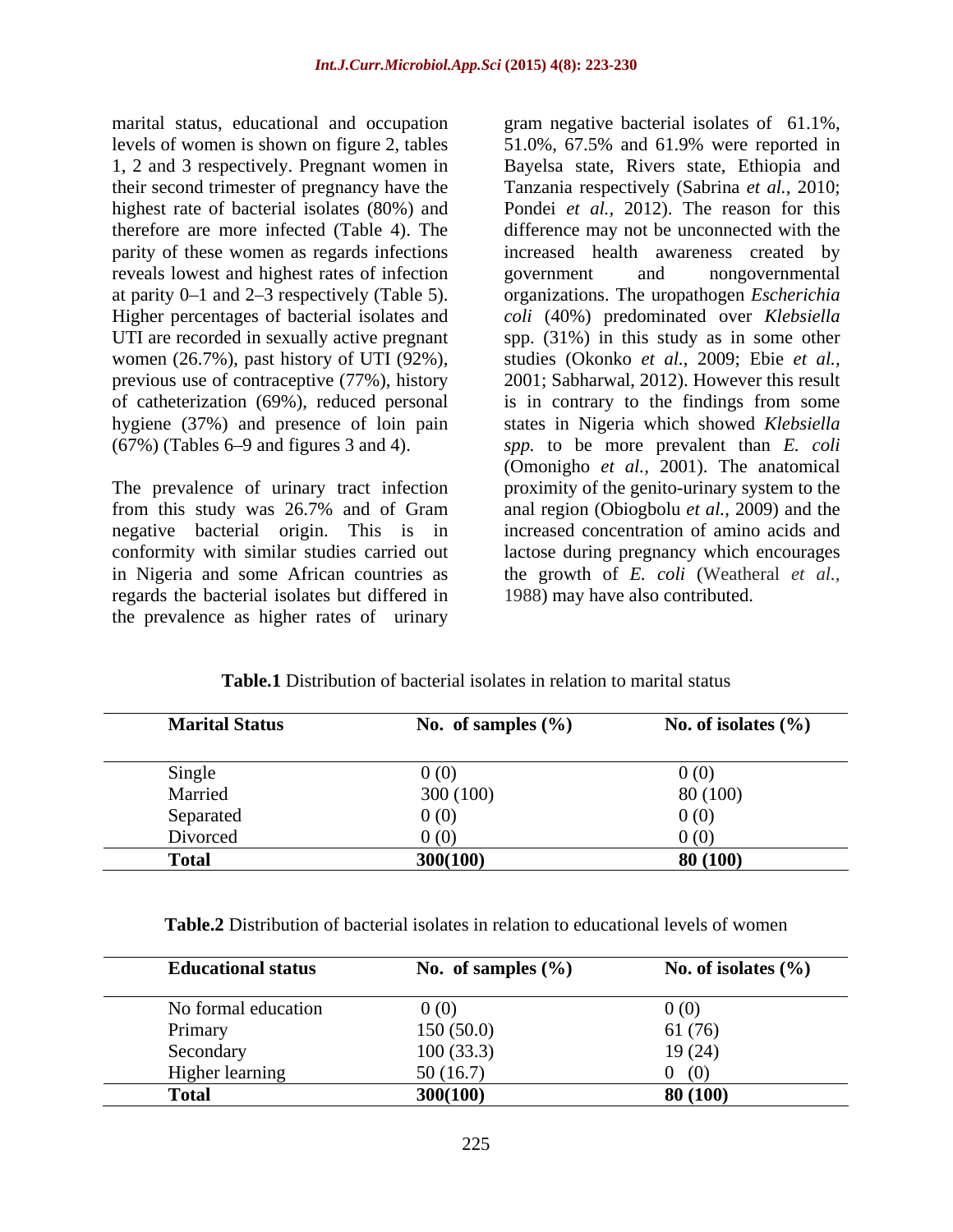marital status, educational and occupation levels of women is shown on figure 2, tables 1, 2 and 3 respectively. Pregnant women in their second trimester of pregnancy have the highest rate of bacterial isolates (80%) and therefore are more infected (Table 4). The parity of these women as regards infections reveals lowest and highest rates of infection at parity 0–1 and 2–3 respectively (Table 5). Higher percentages of bacterial isolates and UTI are recorded in sexually active pregnant women (26.7%), past history of UTI (92%), previous use of contraceptive (77%), history of catheterization (69%), reduced personal hygiene (37%) and presence of loin pain (67%) (Tables 6–9 and figures 3 and 4).

The prevalence of urinary tract infection from this study was 26.7% and of Gram negative bacterial origin. This is in conformity with similar studies carried out in Nigeria and some African countries as regards the bacterial isolates but differed in the prevalence as higher rates of urinary gram negative bacterial isolates of 61.1%, 51.0%, 67.5% and 61.9% were reported in Bayelsa state, Rivers state, Ethiopia and Tanzania respectively (Sabrina *et al.*, 2010; Pondei *et al.*, 2012). The reason for this difference may not be unconnected with the increased health awareness created by government and nongovernmental organizations. The uropathogen *Escherichia coli* (40%) predominated over *Klebsiella* spp. (31%) in this study as in some other studies (Okonko *et al.*, 2009; Ebie *et al.*, 2001; Sabharwal, 2012). However this result is in contrary to the findings from some states in Nigeria which showed *Klebsiella spp.* to be more prevalent than *E. coli* (Omonigho *et al.*, 2001). The anatomical proximity of the genito-urinary system to the anal region (Obiogbolu *et al.*, 2009) and the increased concentration of amino acids and lactose during pregnancy which encourages the growth of *E. coli* (Weatheral *et al.*, 1988) may have also contributed.

**Table.1** Distribution of bacterial isolates in relation to marital status

| Marital Status | No. of samples (%) | No. of isolates (%) |
|---|---|---|
| Single | 0 (0) | 0 (0) |
| Married | 300 (100) | 80 (100) |
| Separated | 0 (0) | 0 (0) |
| Divorced | 0 (0) | 0 (0) |
| **Total** | **300(100)** | **80 (100)** |

**Table.2** Distribution of bacterial isolates in relation to educational levels of women

| Educational status | No. of samples (%) | No. of isolates (%) |
|---|---|---|
| No formal education | 0 (0) | 0 (0) |
| Primary | 150 (50.0) | 61 (76) |
| Secondary | 100 (33.3) | 19 (24) |
| Higher learning | 50 (16.7) | 0 (0) |
| **Total** | **300(100)** | **80 (100)** |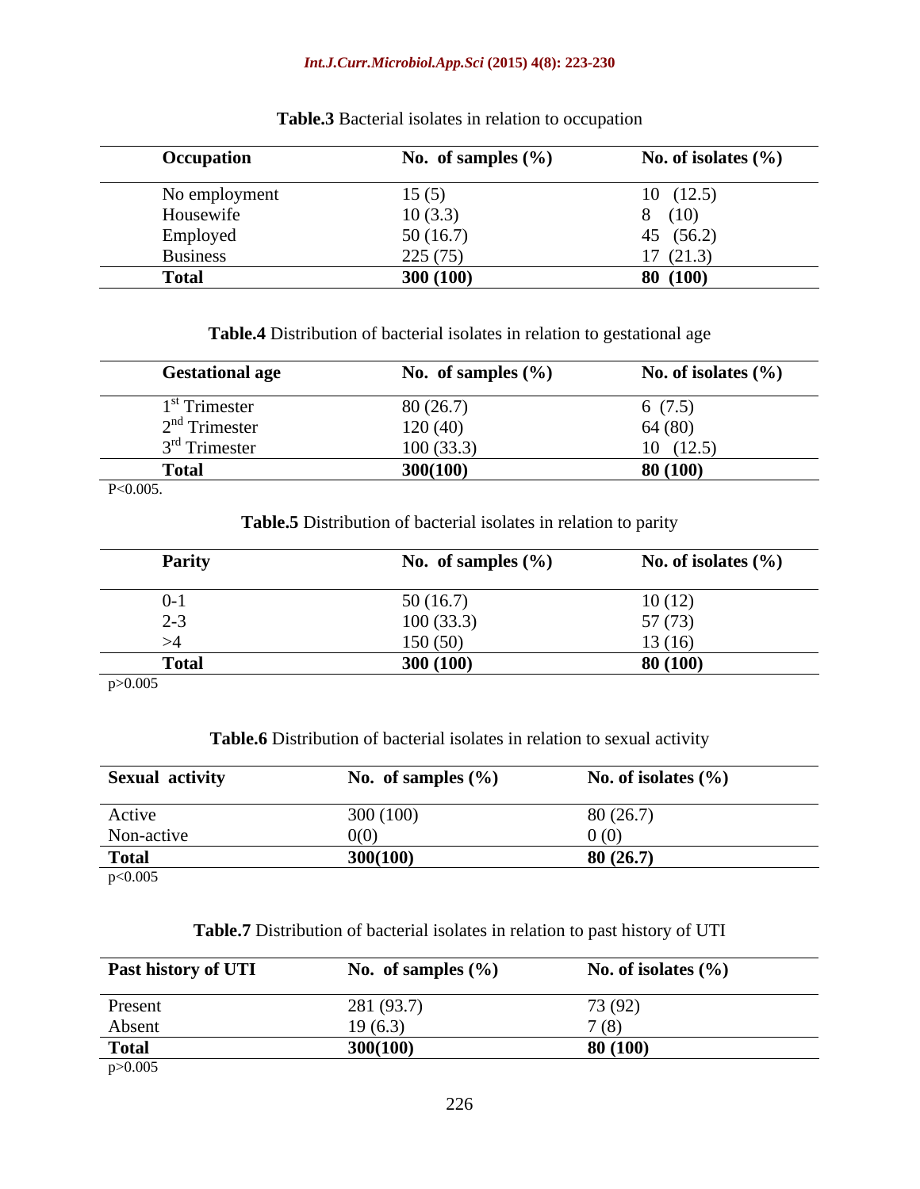**Table.3** Bacterial isolates in relation to occupation

| Occupation | No. of samples (%) | No. of isolates (%) |
|---|---|---|
| No employment | 15 (5) | 10 (12.5) |
| Housewife | 10 (3.3) | 8 (10) |
| Employed | 50 (16.7) | 45 (56.2) |
| Business | 225 (75) | 17 (21.3) |
| **Total** | **300 (100)** | **80 (100)** |

**Table.4** Distribution of bacterial isolates in relation to gestational age

| Gestational age | No. of samples (%) | No. of isolates (%) |
|---|---|---|
| $1^{st}$ Trimester | 80 (26.7) | 6 (7.5) |
| $2^{nd}$ Trimester | 120 (40) | 64 (80) |
| $3^{rd}$ Trimester | 100 (33.3) | 10 (12.5) |
| **Total** | **300(100)** | **80 (100)** |

$P<0.005$.

**Table.5** Distribution of bacterial isolates in relation to parity

| Parity | No. of samples (%) | No. of isolates (%) |
|---|---|---|
| 0-1 | 50 (16.7) | 10 (12) |
| 2-3 | 100 (33.3) | 57 (73) |
| >4 | 150 (50) | 13 (16) |
| **Total** | **300 (100)** | **80 (100)** |

$p>0.005$

**Table.6** Distribution of bacterial isolates in relation to sexual activity

| Sexual activity | No. of samples (%) | No. of isolates (%) |
|---|---|---|
| Active | 300 (100) | 80 (26.7) |
| Non-active | 0(0) | 0 (0) |
| **Total** | **300(100)** | **80 (26.7)** |

$p<0.005$

**Table.7** Distribution of bacterial isolates in relation to past history of UTI

| Past history of UTI | No. of samples (%) | No. of isolates (%) |
|---|---|---|
| Present | 281 (93.7) | 73 (92) |
| Absent | 19 (6.3) | 7 (8) |
| **Total** | **300(100)** | **80 (100)** |

$p>0.005$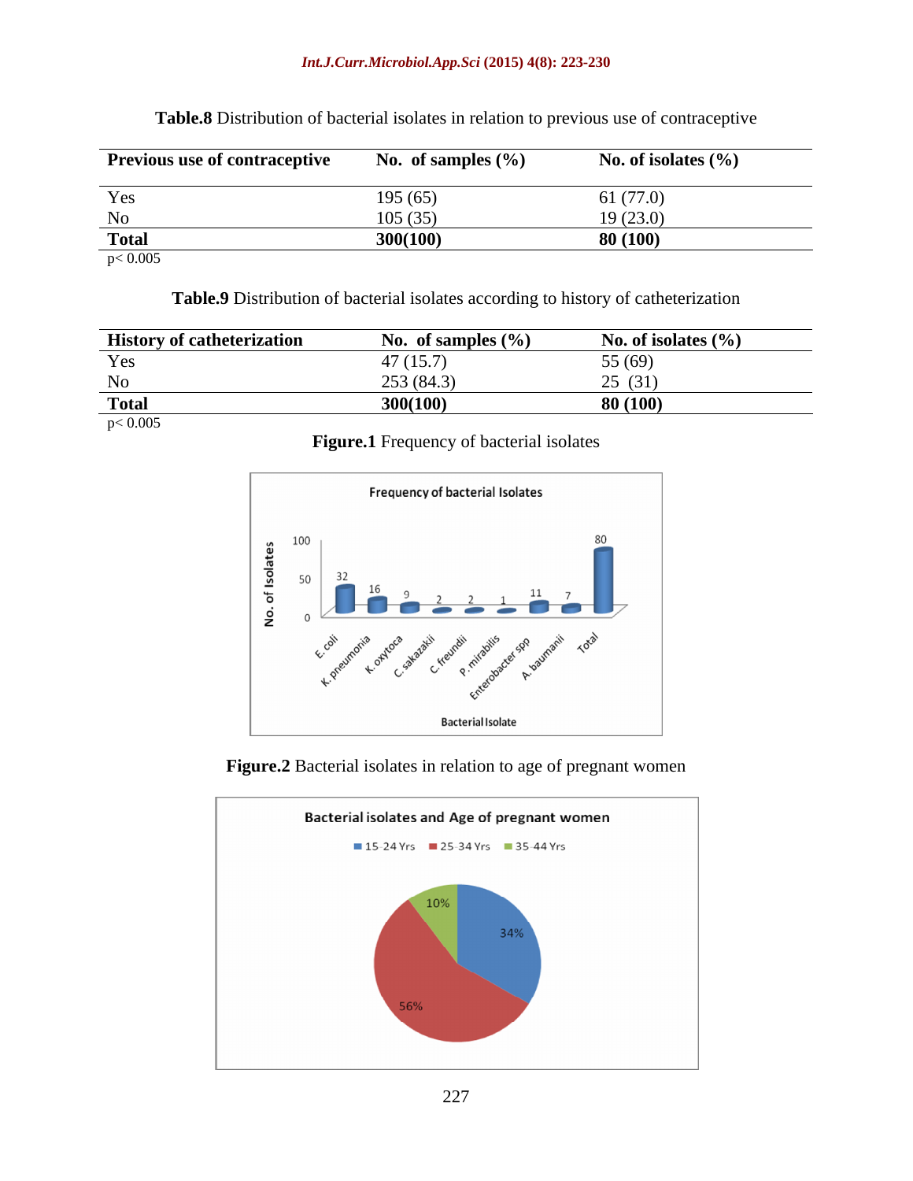**Table.8** Distribution of bacterial isolates in relation to previous use of contraceptive

| Previous use of contraceptive | No. of samples (%) | No. of isolates (%) |
|---|---|---|
| Yes | 195 (65) | 61 (77.0) |
| No | 105 (35) | 19 (23.0) |
| **Total** | **300(100)** | **80 (100)** |

$p < 0.005$

**Table.9** Distribution of bacterial isolates according to history of catheterization

| History of catheterization | No. of samples (%) | No. of isolates (%) |
|---|---|---|
| Yes | 47 (15.7) | 55 (69) |
| No | 253 (84.3) | 25 (31) |
| **Total** | **300(100)** | **80 (100)** |

$p < 0.005$

**Figure.1** Frequency of bacterial isolates

**Figure.2** Bacterial isolates in relation to age of pregnant women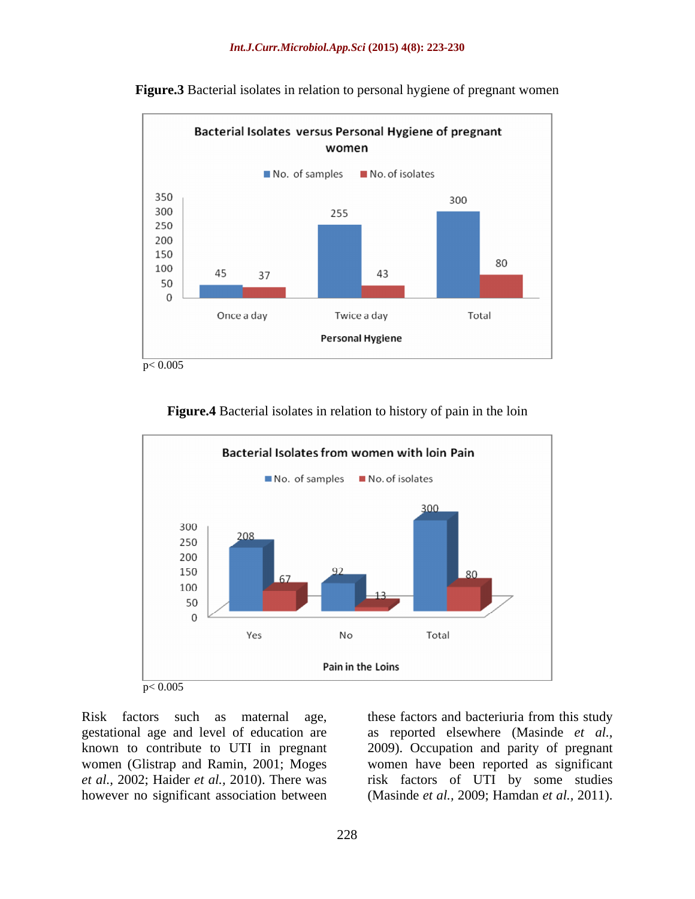**Figure.3** Bacterial isolates in relation to personal hygiene of pregnant women

p< 0.005

**Figure.4** Bacterial isolates in relation to history of pain in the loin

p< 0.005

Risk factors such as maternal age, gestational age and level of education are known to contribute to UTI in pregnant women (Glistrap and Ramin, 2001; Moges *et al.*, 2002; Haider *et al.*, 2010). There was however no significant association between these factors and bacteriuria from this study as reported elsewhere (Masinde *et al.*, 2009). Occupation and parity of pregnant women have been reported as significant risk factors of UTI by some studies (Masinde *et al.*, 2009; Hamdan *et al.*, 2011).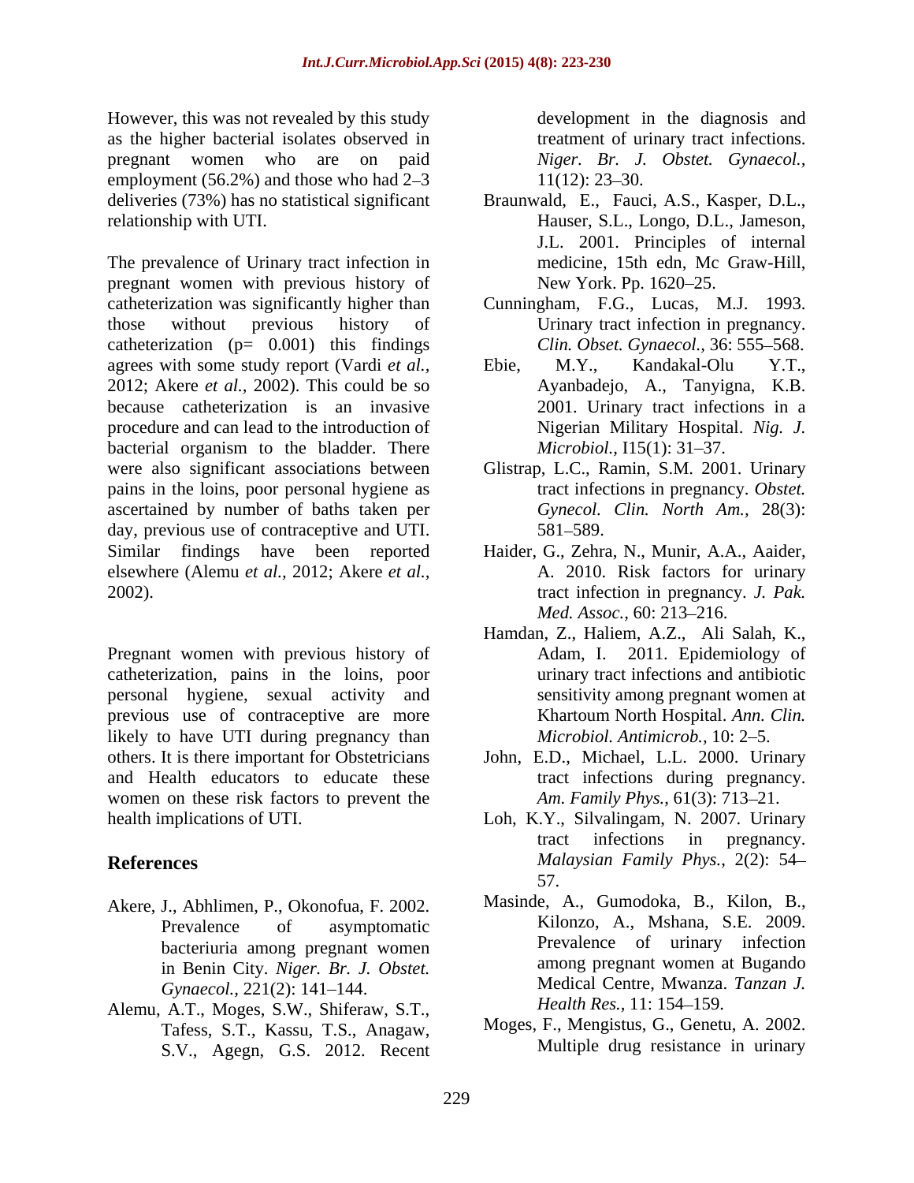However, this was not revealed by this study as the higher bacterial isolates observed in pregnant women who are on paid employment (56.2%) and those who had 2–3 deliveries (73%) has no statistical significant relationship with UTI.

The prevalence of Urinary tract infection in pregnant women with previous history of catheterization was significantly higher than those without previous history of catheterization (p= 0.001) this findings agrees with some study report (Vardi *et al.*, 2012; Akere *et al.*, 2002). This could be so because catheterization is an invasive procedure and can lead to the introduction of bacterial organism to the bladder. There were also significant associations between pains in the loins, poor personal hygiene as ascertained by number of baths taken per day, previous use of contraceptive and UTI. Similar findings have been reported elsewhere (Alemu *et al.,* 2012; Akere *et al.,* 2002).

Pregnant women with previous history of catheterization, pains in the loins, poor personal hygiene, sexual activity and previous use of contraceptive are more likely to have UTI during pregnancy than others. It is there important for Obstetricians and Health educators to educate these women on these risk factors to prevent the health implications of UTI.

## References

Akere, J., Abhlimen, P., Okonofua, F. 2002. Prevalence of asymptomatic bacteriuria among pregnant women in Benin City. *Niger. Br. J. Obstet. Gynaecol.,* 221(2): 141–144.

Alemu, A.T., Moges, S.W., Shiferaw, S.T., Tafess, S.T., Kassu, T.S., Anagaw, S.V., Agegn, G.S. 2012. Recent development in the diagnosis and treatment of urinary tract infections. *Niger. Br. J. Obstet. Gynaecol.,* 11(12): 23–30.

Braunwald, E., Fauci, A.S., Kasper, D.L., Hauser, S.L., Longo, D.L., Jameson, J.L. 2001. Principles of internal medicine, 15th edn, Mc Graw-Hill, New York. Pp. 1620–25.

Cunningham, F.G., Lucas, M.J. 1993. Urinary tract infection in pregnancy. *Clin. Obset. Gynaecol.,* 36: 555–568.

Ebie, M.Y., Kandakal-Olu Y.T., Ayanbadejo, A., Tanyigna, K.B. 2001. Urinary tract infections in a Nigerian Military Hospital. *Nig. J. Microbiol.,* I15(1): 31–37.

Glistrap, L.C., Ramin, S.M. 2001. Urinary tract infections in pregnancy. *Obstet. Gynecol. Clin. North Am.,* 28(3): 581–589.

Haider, G., Zehra, N., Munir, A.A., Aaider, A. 2010. Risk factors for urinary tract infection in pregnancy. *J. Pak. Med. Assoc.,* 60: 213–216.

Hamdan, Z., Haliem, A.Z., Ali Salah, K., Adam, I. 2011. Epidemiology of urinary tract infections and antibiotic sensitivity among pregnant women at Khartoum North Hospital. *Ann. Clin. Microbiol. Antimicrob.,* 10: 2–5.

John, E.D., Michael, L.L. 2000. Urinary tract infections during pregnancy. *Am. Family Phys.,* 61(3): 713–21.

Loh, K.Y., Silvalingam, N. 2007. Urinary tract infections in pregnancy. *Malaysian Family Phys.,* 2(2): 54–57.

Masinde, A., Gumodoka, B., Kilon, B., Kilonzo, A., Mshana, S.E. 2009. Prevalence of urinary infection among pregnant women at Bugando Medical Centre, Mwanza. *Tanzan J. Health Res.,* 11: 154–159.

Moges, F., Mengistus, G., Genetu, A. 2002. Multiple drug resistance in urinary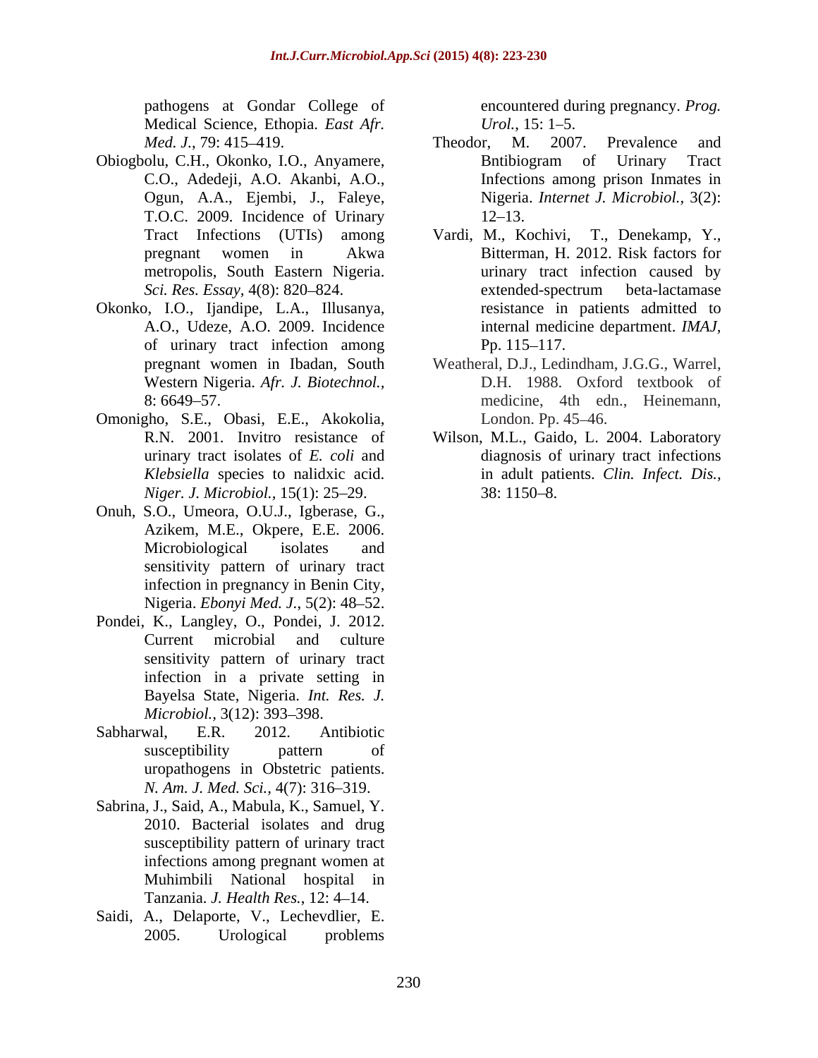pathogens at Gondar College of Medical Science, Ethopia. *East Afr. Med. J.*, 79: 415–419.

Obiogbolu, C.H., Okonko, I.O., Anyamere, C.O., Adedeji, A.O. Akanbi, A.O., Ogun, A.A., Ejembi, J., Faleye, T.O.C. 2009. Incidence of Urinary Tract Infections (UTIs) among pregnant women in Akwa metropolis, South Eastern Nigeria. *Sci. Res. Essay*, 4(8): 820–824.

Okonko, I.O., Ijandipe, L.A., Illusanya, A.O., Udeze, A.O. 2009. Incidence of urinary tract infection among pregnant women in Ibadan, South Western Nigeria. *Afr. J. Biotechnol.*, 8: 6649–57.

Omonigho, S.E., Obasi, E.E., Akokolia, R.N. 2001. Invitro resistance of urinary tract isolates of *E. coli* and *Klebsiella* species to nalidxic acid. *Niger. J. Microbiol.*, 15(1): 25–29.

Onuh, S.O., Umeora, O.U.J., Igberase, G., Azikem, M.E., Okpere, E.E. 2006. Microbiological isolates and sensitivity pattern of urinary tract infection in pregnancy in Benin City, Nigeria. *Ebonyi Med. J.*, 5(2): 48–52.

Pondei, K., Langley, O., Pondei, J. 2012. Current microbial and culture sensitivity pattern of urinary tract infection in a private setting in Bayelsa State, Nigeria. *Int. Res. J. Microbiol.*, 3(12): 393–398.

Sabharwal, E.R. 2012. Antibiotic susceptibility pattern of uropathogens in Obstetric patients. *N. Am. J. Med. Sci.*, 4(7): 316–319.

Sabrina, J., Said, A., Mabula, K., Samuel, Y. 2010. Bacterial isolates and drug susceptibility pattern of urinary tract infections among pregnant women at Muhimbili National hospital in Tanzania. *J. Health Res.*, 12: 4–14.

Saidi, A., Delaporte, V., Lechevdlier, E. 2005. Urological problems encountered during pregnancy. *Prog. Urol.*, 15: 1–5.

Theodor, M. 2007. Prevalence and Bntibiogram of Urinary Tract Infections among prison Inmates in Nigeria. *Internet J. Microbiol.*, 3(2): 12–13.

Vardi, M., Kochivi, T., Denekamp, Y., Bitterman, H. 2012. Risk factors for urinary tract infection caused by extended-spectrum beta-lactamase resistance in patients admitted to internal medicine department. *IMAJ*, Pp. 115–117.

Weatheral, D.J., Ledindham, J.G.G., Warrel, D.H. 1988. Oxford textbook of medicine, 4th edn., Heinemann, London. Pp. 45–46.

Wilson, M.L., Gaido, L. 2004. Laboratory diagnosis of urinary tract infections in adult patients. *Clin. Infect. Dis.*, 38: 1150–8.